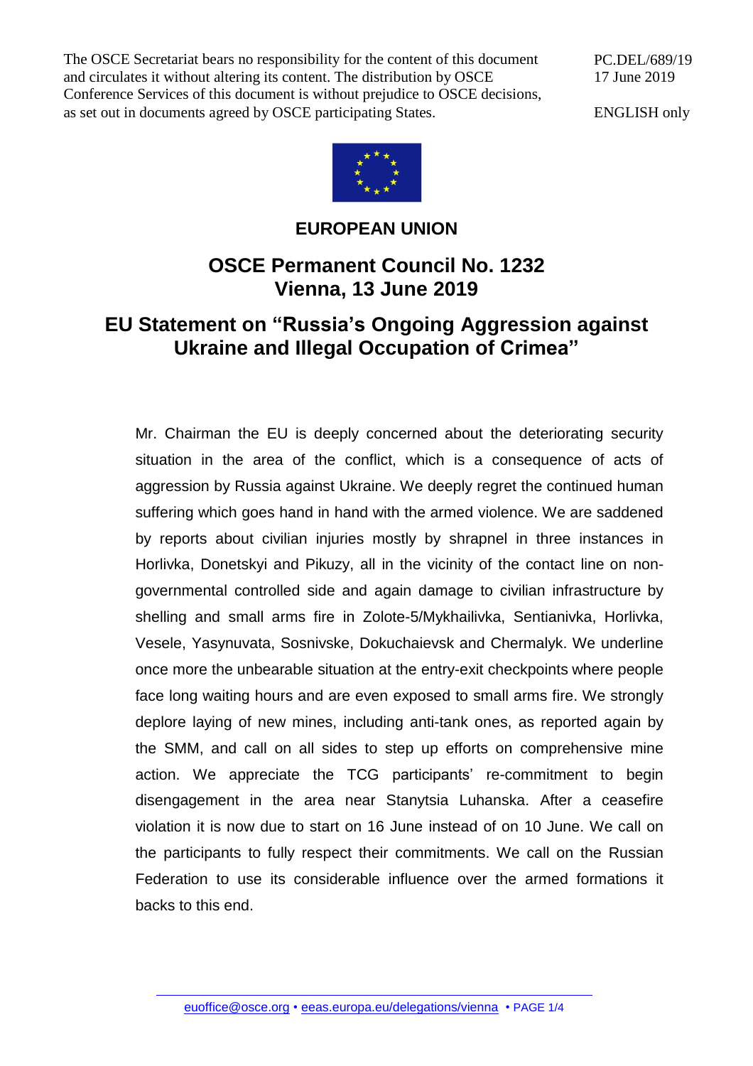The OSCE Secretariat bears no responsibility for the content of this document and circulates it without altering its content. The distribution by OSCE Conference Services of this document is without prejudice to OSCE decisions, as set out in documents agreed by OSCE participating States.

PC.DEL/689/19
17 June 2019

ENGLISH only

# EUROPEAN UNION

## OSCE Permanent Council No. 1232
## Vienna, 13 June 2019

## EU Statement on "Russia's Ongoing Aggression against Ukraine and Illegal Occupation of Crimea"

Mr. Chairman the EU is deeply concerned about the deteriorating security situation in the area of the conflict, which is a consequence of acts of aggression by Russia against Ukraine. We deeply regret the continued human suffering which goes hand in hand with the armed violence. We are saddened by reports about civilian injuries mostly by shrapnel in three instances in Horlivka, Donetskyi and Pikuzy, all in the vicinity of the contact line on non-governmental controlled side and again damage to civilian infrastructure by shelling and small arms fire in Zolote-5/Mykhailivka, Sentianivka, Horlivka, Vesele, Yasynuvata, Sosnivske, Dokuchaievsk and Chermalyk. We underline once more the unbearable situation at the entry-exit checkpoints where people face long waiting hours and are even exposed to small arms fire. We strongly deplore laying of new mines, including anti-tank ones, as reported again by the SMM, and call on all sides to step up efforts on comprehensive mine action. We appreciate the TCG participants' re-commitment to begin disengagement in the area near Stanytsia Luhanska. After a ceasefire violation it is now due to start on 16 June instead of on 10 June. We call on the participants to fully respect their commitments. We call on the Russian Federation to use its considerable influence over the armed formations it backs to this end.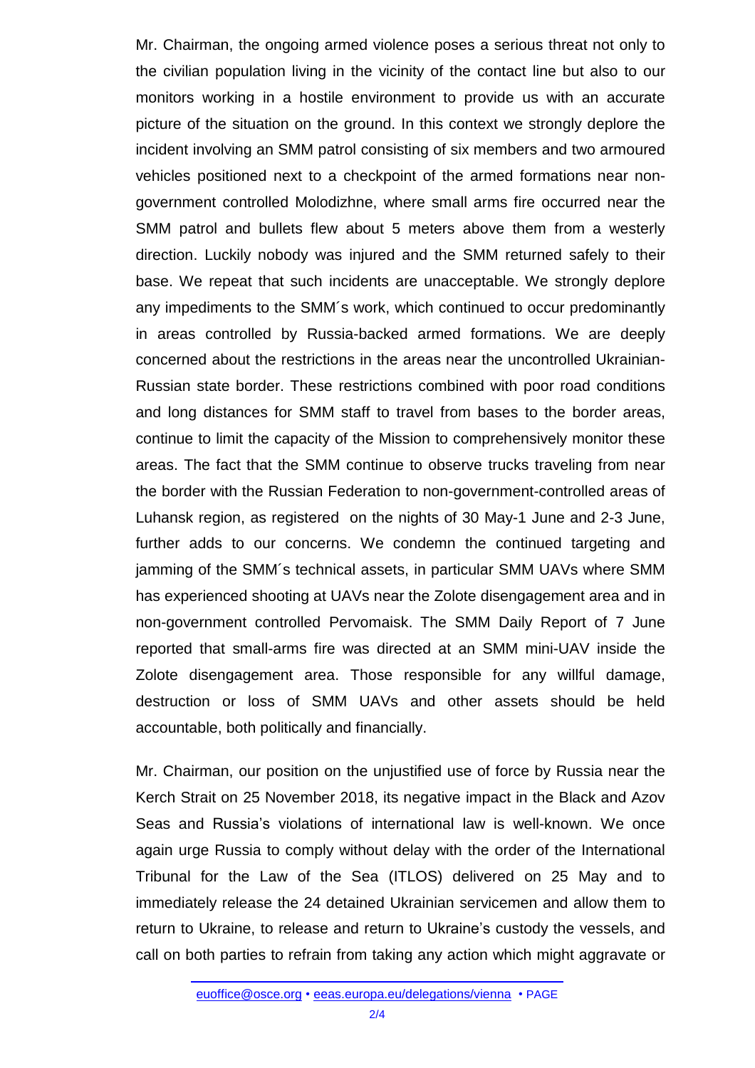Mr. Chairman, the ongoing armed violence poses a serious threat not only to the civilian population living in the vicinity of the contact line but also to our monitors working in a hostile environment to provide us with an accurate picture of the situation on the ground. In this context we strongly deplore the incident involving an SMM patrol consisting of six members and two armoured vehicles positioned next to a checkpoint of the armed formations near non-government controlled Molodizhne, where small arms fire occurred near the SMM patrol and bullets flew about 5 meters above them from a westerly direction. Luckily nobody was injured and the SMM returned safely to their base. We repeat that such incidents are unacceptable. We strongly deplore any impediments to the SMM´s work, which continued to occur predominantly in areas controlled by Russia-backed armed formations. We are deeply concerned about the restrictions in the areas near the uncontrolled Ukrainian-Russian state border. These restrictions combined with poor road conditions and long distances for SMM staff to travel from bases to the border areas, continue to limit the capacity of the Mission to comprehensively monitor these areas. The fact that the SMM continue to observe trucks traveling from near the border with the Russian Federation to non-government-controlled areas of Luhansk region, as registered on the nights of 30 May-1 June and 2-3 June, further adds to our concerns. We condemn the continued targeting and jamming of the SMM´s technical assets, in particular SMM UAVs where SMM has experienced shooting at UAVs near the Zolote disengagement area and in non-government controlled Pervomaisk. The SMM Daily Report of 7 June reported that small-arms fire was directed at an SMM mini-UAV inside the Zolote disengagement area. Those responsible for any willful damage, destruction or loss of SMM UAVs and other assets should be held accountable, both politically and financially.

Mr. Chairman, our position on the unjustified use of force by Russia near the Kerch Strait on 25 November 2018, its negative impact in the Black and Azov Seas and Russia's violations of international law is well-known. We once again urge Russia to comply without delay with the order of the International Tribunal for the Law of the Sea (ITLOS) delivered on 25 May and to immediately release the 24 detained Ukrainian servicemen and allow them to return to Ukraine, to release and return to Ukraine's custody the vessels, and call on both parties to refrain from taking any action which might aggravate or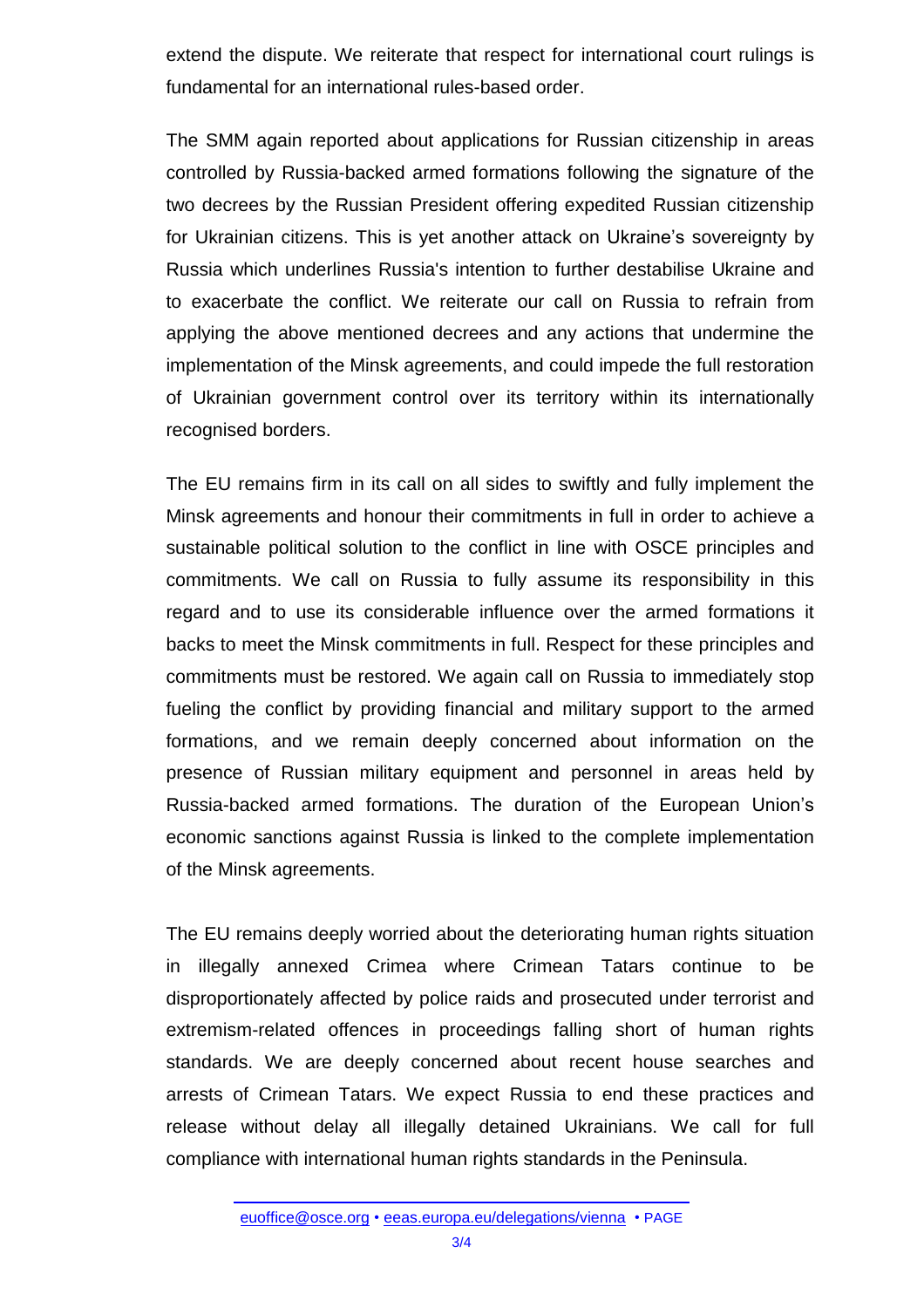extend the dispute. We reiterate that respect for international court rulings is fundamental for an international rules-based order.

The SMM again reported about applications for Russian citizenship in areas controlled by Russia-backed armed formations following the signature of the two decrees by the Russian President offering expedited Russian citizenship for Ukrainian citizens. This is yet another attack on Ukraine's sovereignty by Russia which underlines Russia's intention to further destabilise Ukraine and to exacerbate the conflict. We reiterate our call on Russia to refrain from applying the above mentioned decrees and any actions that undermine the implementation of the Minsk agreements, and could impede the full restoration of Ukrainian government control over its territory within its internationally recognised borders.

The EU remains firm in its call on all sides to swiftly and fully implement the Minsk agreements and honour their commitments in full in order to achieve a sustainable political solution to the conflict in line with OSCE principles and commitments. We call on Russia to fully assume its responsibility in this regard and to use its considerable influence over the armed formations it backs to meet the Minsk commitments in full. Respect for these principles and commitments must be restored. We again call on Russia to immediately stop fueling the conflict by providing financial and military support to the armed formations, and we remain deeply concerned about information on the presence of Russian military equipment and personnel in areas held by Russia-backed armed formations. The duration of the European Union's economic sanctions against Russia is linked to the complete implementation of the Minsk agreements.

The EU remains deeply worried about the deteriorating human rights situation in illegally annexed Crimea where Crimean Tatars continue to be disproportionately affected by police raids and prosecuted under terrorist and extremism-related offences in proceedings falling short of human rights standards. We are deeply concerned about recent house searches and arrests of Crimean Tatars. We expect Russia to end these practices and release without delay all illegally detained Ukrainians. We call for full compliance with international human rights standards in the Peninsula.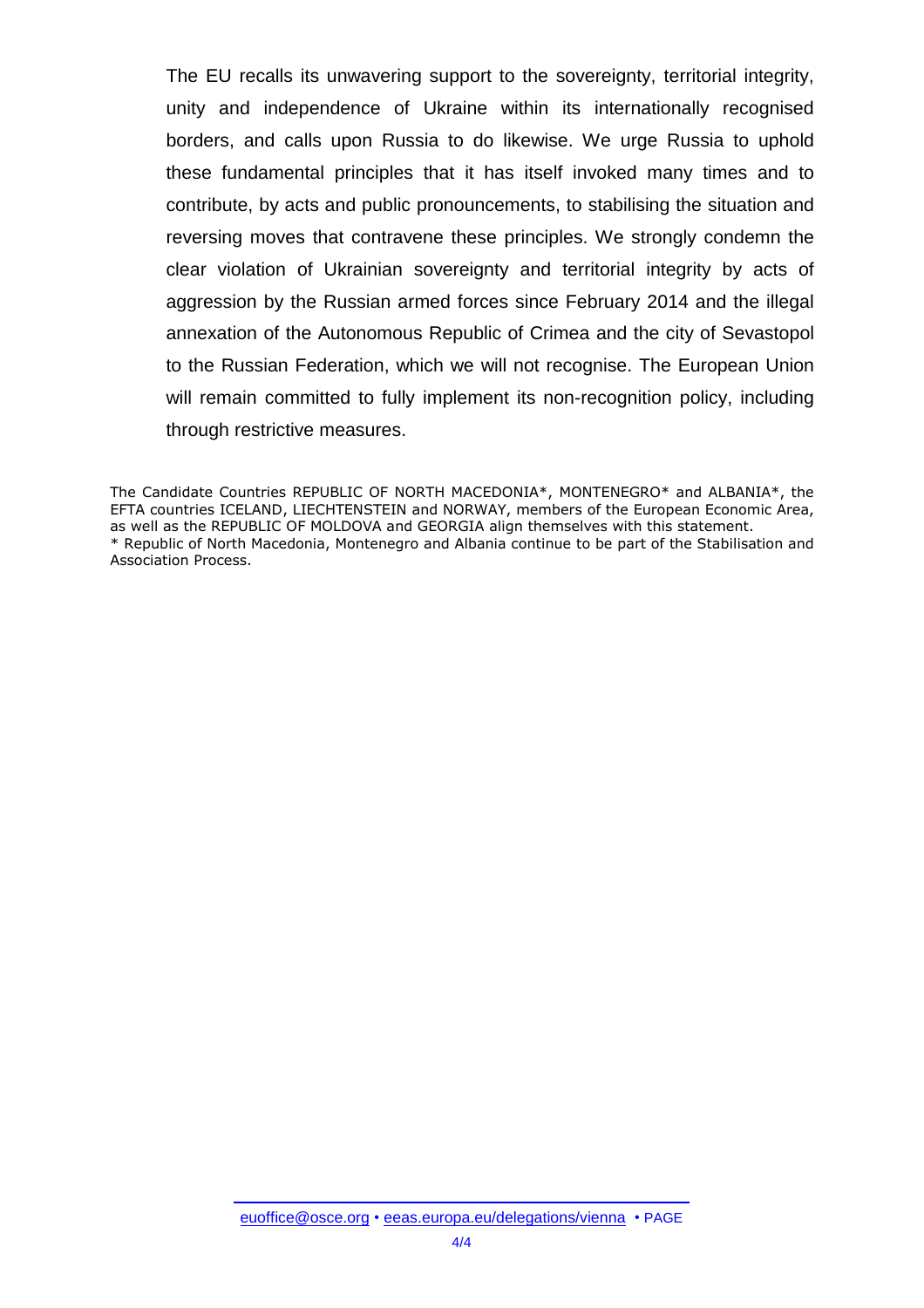The EU recalls its unwavering support to the sovereignty, territorial integrity, unity and independence of Ukraine within its internationally recognised borders, and calls upon Russia to do likewise. We urge Russia to uphold these fundamental principles that it has itself invoked many times and to contribute, by acts and public pronouncements, to stabilising the situation and reversing moves that contravene these principles. We strongly condemn the clear violation of Ukrainian sovereignty and territorial integrity by acts of aggression by the Russian armed forces since February 2014 and the illegal annexation of the Autonomous Republic of Crimea and the city of Sevastopol to the Russian Federation, which we will not recognise. The European Union will remain committed to fully implement its non-recognition policy, including through restrictive measures.

The Candidate Countries REPUBLIC OF NORTH MACEDONIA*, MONTENEGRO* and ALBANIA*, the EFTA countries ICELAND, LIECHTENSTEIN and NORWAY, members of the European Economic Area, as well as the REPUBLIC OF MOLDOVA and GEORGIA align themselves with this statement.
* Republic of North Macedonia, Montenegro and Albania continue to be part of the Stabilisation and Association Process.

euoffice@osce.org • eeas.europa.eu/delegations/vienna